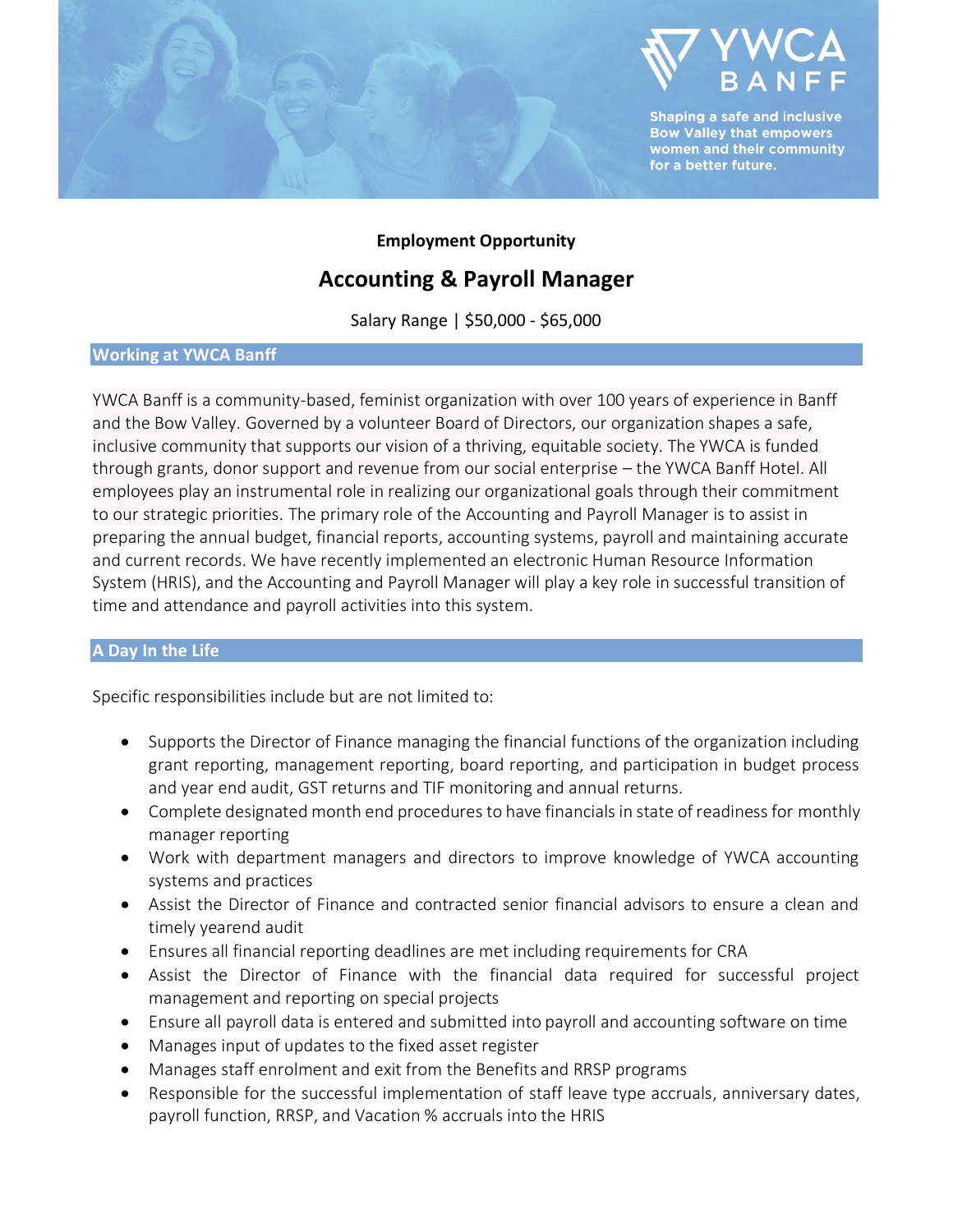YWCA BANFF

Shaping a safe and inclusive Bow Valley that empowers women and their community for a better future.

**Employment Opportunity**

# Accounting & Payroll Manager

Salary Range | $50,000 - $65,000

## Working at YWCA Banff

YWCA Banff is a community-based, feminist organization with over 100 years of experience in Banff and the Bow Valley. Governed by a volunteer Board of Directors, our organization shapes a safe, inclusive community that supports our vision of a thriving, equitable society. The YWCA is funded through grants, donor support and revenue from our social enterprise – the YWCA Banff Hotel. All employees play an instrumental role in realizing our organizational goals through their commitment to our strategic priorities. The primary role of the Accounting and Payroll Manager is to assist in preparing the annual budget, financial reports, accounting systems, payroll and maintaining accurate and current records. We have recently implemented an electronic Human Resource Information System (HRIS), and the Accounting and Payroll Manager will play a key role in successful transition of time and attendance and payroll activities into this system.

## A Day In the Life

Specific responsibilities include but are not limited to:

- Supports the Director of Finance managing the financial functions of the organization including grant reporting, management reporting, board reporting, and participation in budget process and year end audit, GST returns and TIF monitoring and annual returns.
- Complete designated month end procedures to have financials in state of readiness for monthly manager reporting
- Work with department managers and directors to improve knowledge of YWCA accounting systems and practices
- Assist the Director of Finance and contracted senior financial advisors to ensure a clean and timely yearend audit
- Ensures all financial reporting deadlines are met including requirements for CRA
- Assist the Director of Finance with the financial data required for successful project management and reporting on special projects
- Ensure all payroll data is entered and submitted into payroll and accounting software on time
- Manages input of updates to the fixed asset register
- Manages staff enrolment and exit from the Benefits and RRSP programs
- Responsible for the successful implementation of staff leave type accruals, anniversary dates, payroll function, RRSP, and Vacation % accruals into the HRIS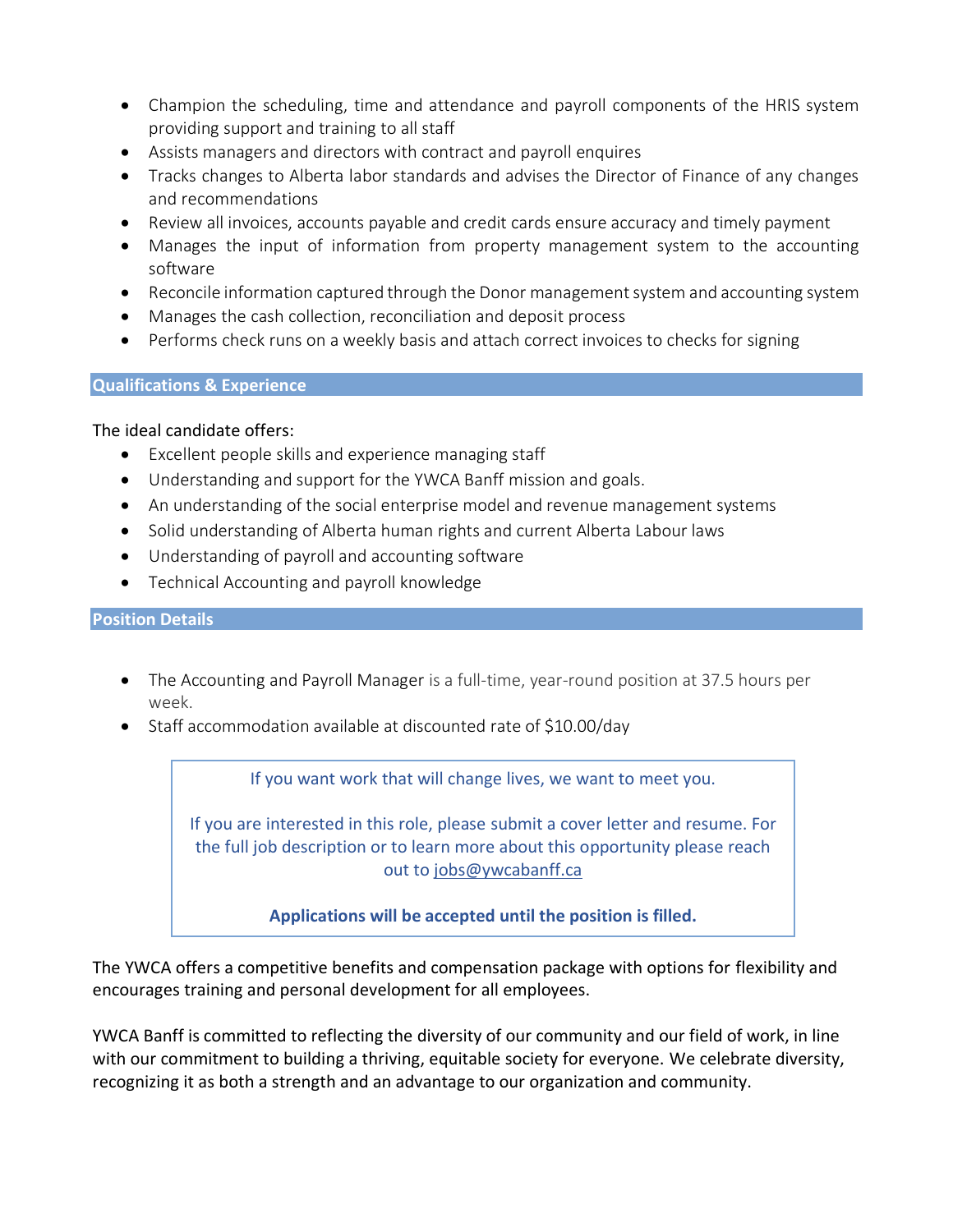- Champion the scheduling, time and attendance and payroll components of the HRIS system providing support and training to all staff
- Assists managers and directors with contract and payroll enquires
- Tracks changes to Alberta labor standards and advises the Director of Finance of any changes and recommendations
- Review all invoices, accounts payable and credit cards ensure accuracy and timely payment
- Manages the input of information from property management system to the accounting software
- Reconcile information captured through the Donor management system and accounting system
- Manages the cash collection, reconciliation and deposit process
- Performs check runs on a weekly basis and attach correct invoices to checks for signing

## Qualifications & Experience

The ideal candidate offers:

- Excellent people skills and experience managing staff
- Understanding and support for the YWCA Banff mission and goals.
- An understanding of the social enterprise model and revenue management systems
- Solid understanding of Alberta human rights and current Alberta Labour laws
- Understanding of payroll and accounting software
- Technical Accounting and payroll knowledge

## Position Details

- The Accounting and Payroll Manager is a full-time, year-round position at 37.5 hours per week.
- Staff accommodation available at discounted rate of $10.00/day

> If you want work that will change lives, we want to meet you.
>
> If you are interested in this role, please submit a cover letter and resume. For the full job description or to learn more about this opportunity please reach out to jobs@ywcabanff.ca
>
> **Applications will be accepted until the position is filled.**

The YWCA offers a competitive benefits and compensation package with options for flexibility and encourages training and personal development for all employees.

YWCA Banff is committed to reflecting the diversity of our community and our field of work, in line with our commitment to building a thriving, equitable society for everyone. We celebrate diversity, recognizing it as both a strength and an advantage to our organization and community.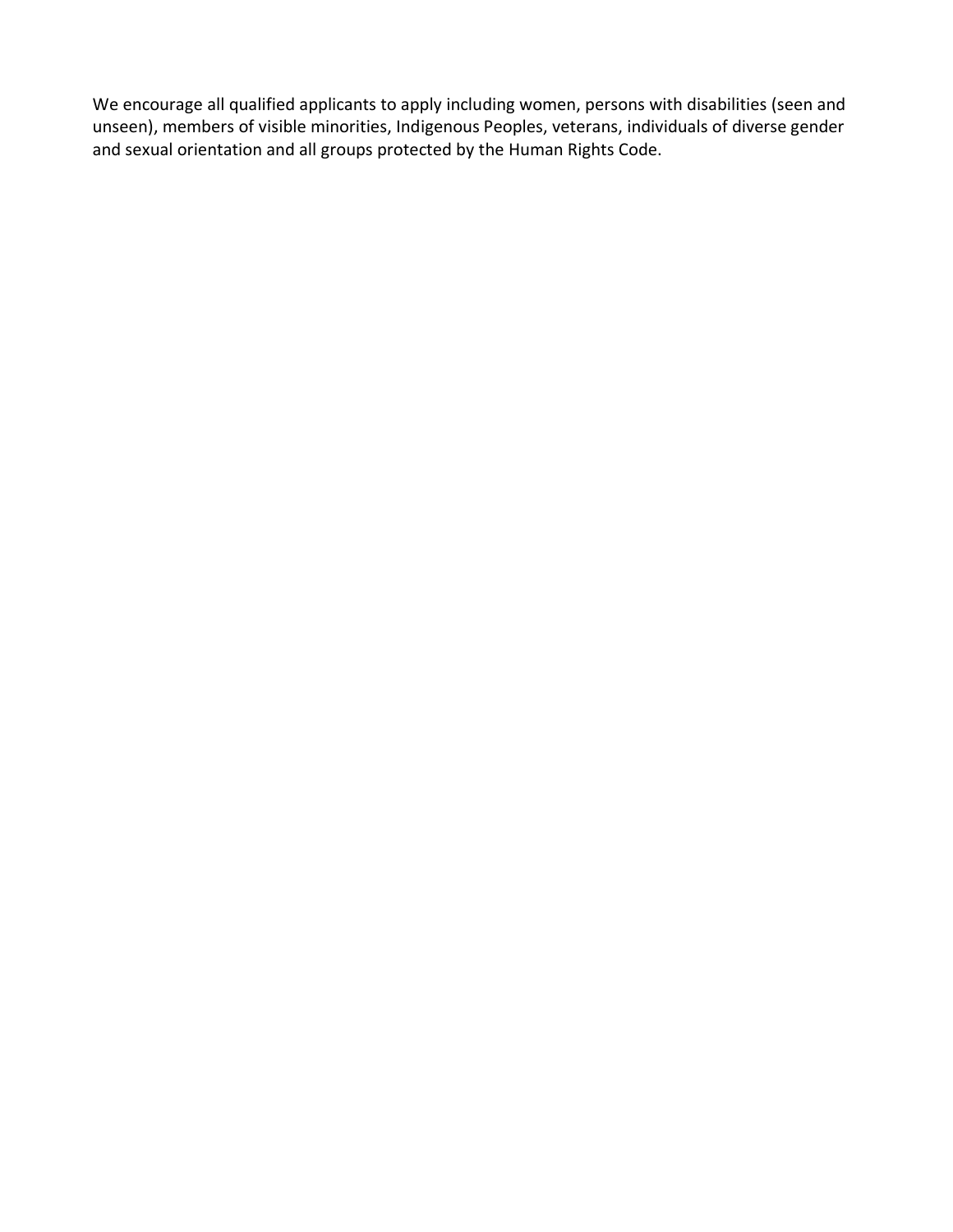We encourage all qualified applicants to apply including women, persons with disabilities (seen and unseen), members of visible minorities, Indigenous Peoples, veterans, individuals of diverse gender and sexual orientation and all groups protected by the Human Rights Code.